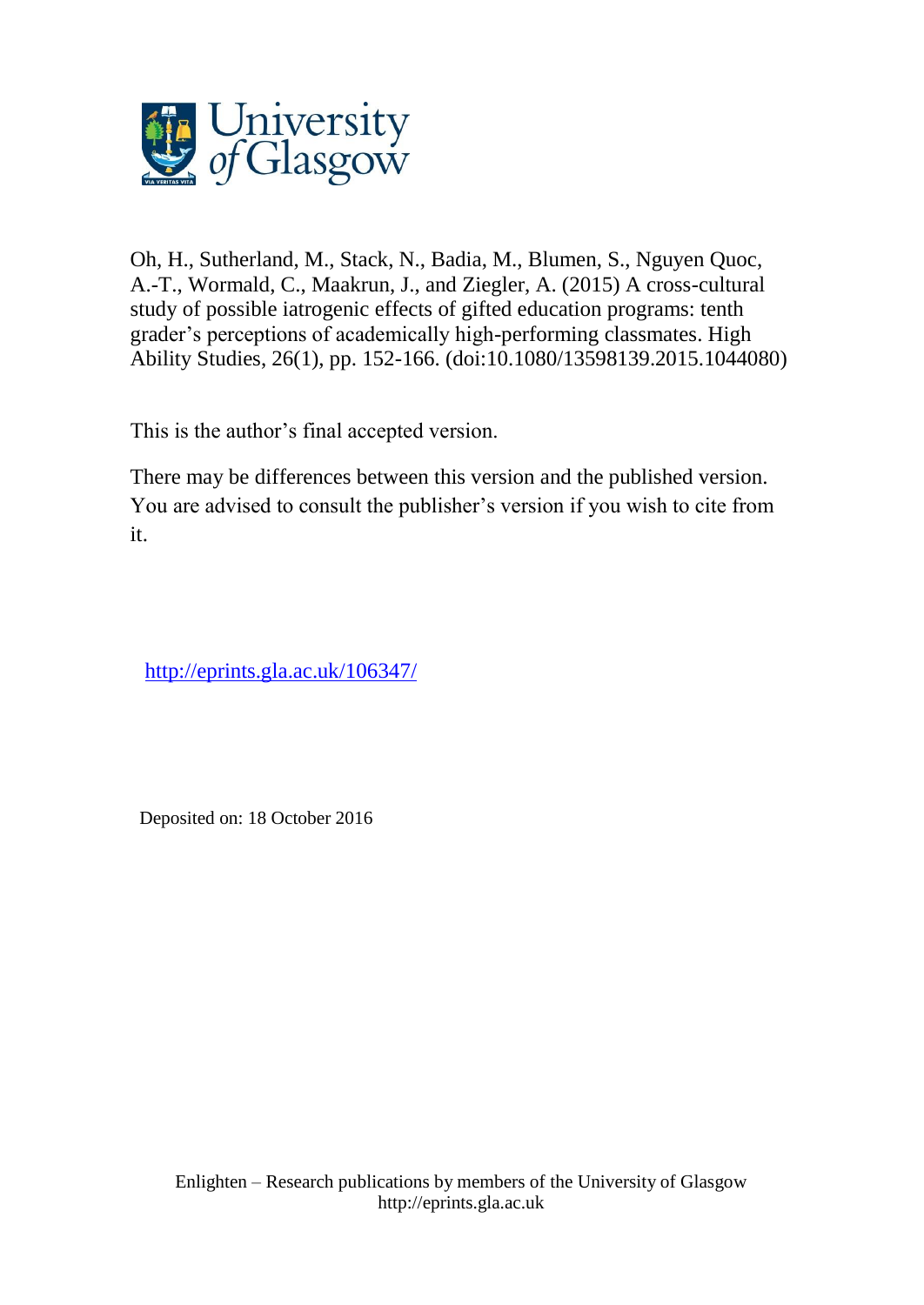Oh, H., Sutherland, M., Stack, N., Badia, M., Blumen, S., Nguyen Quoc, A.-T., Wormald, C., Maakrun, J., and Ziegler, A. (2015) A cross-cultural study of possible iatrogenic effects of gifted education programs: tenth grader's perceptions of academically high-performing classmates. High Ability Studies, 26(1), pp. 152-166. (doi:10.1080/13598139.2015.1044080)

This is the author's final accepted version.

There may be differences between this version and the published version. You are advised to consult the publisher's version if you wish to cite from it.

http://eprints.gla.ac.uk/106347/

Deposited on: 18 October 2016

Enlighten – Research publications by members of the University of Glasgow
http://eprints.gla.ac.uk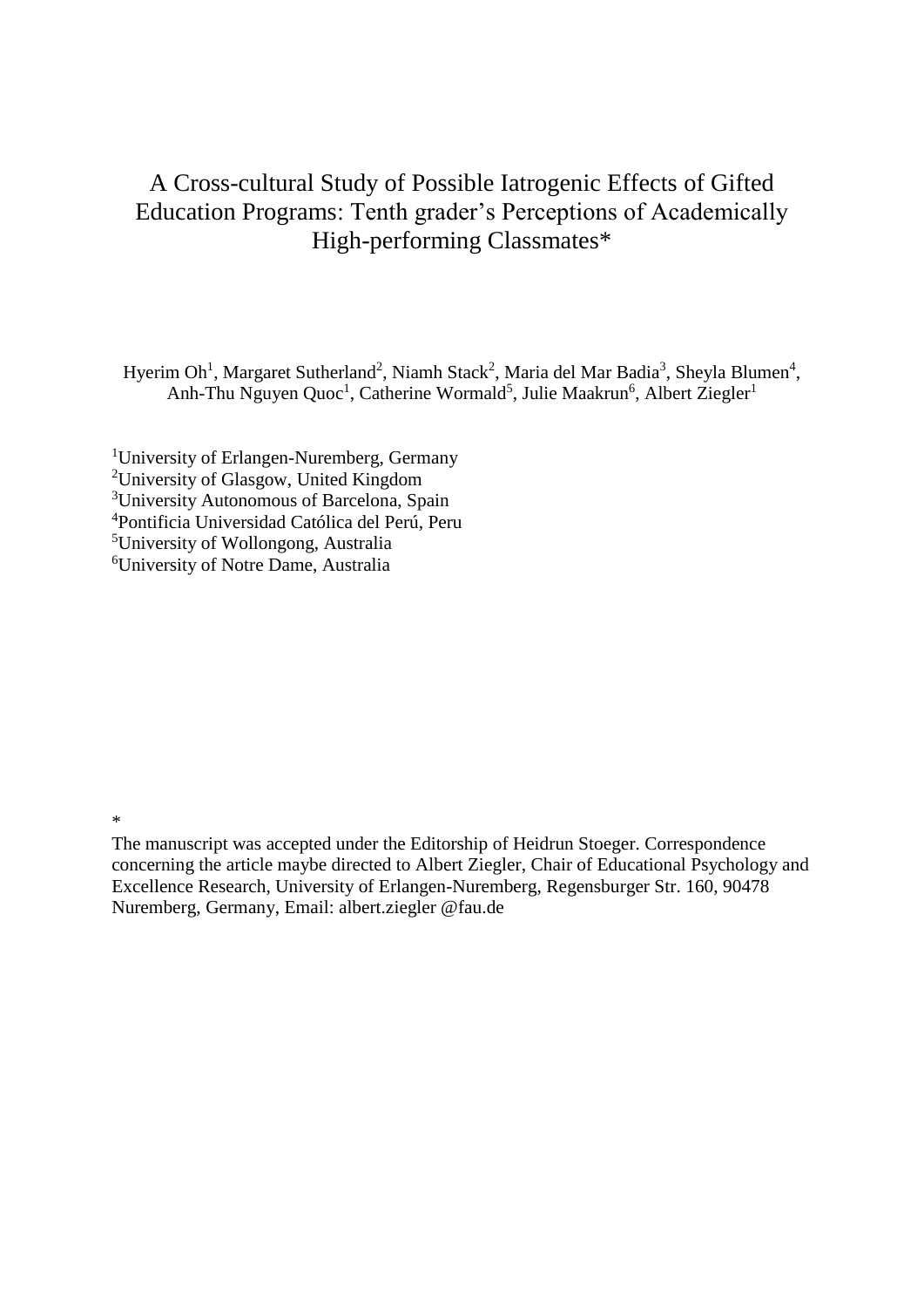# A Cross-cultural Study of Possible Iatrogenic Effects of Gifted Education Programs: Tenth grader's Perceptions of Academically High-performing Classmates*

Hyerim Oh[1], Margaret Sutherland[2], Niamh Stack[2], Maria del Mar Badia[3], Sheyla Blumen[4], Anh-Thu Nguyen Quoc[1], Catherine Wormald[5], Julie Maakrun[6], Albert Ziegler[1]

[1]University of Erlangen-Nuremberg, Germany
[2]University of Glasgow, United Kingdom
[3]University Autonomous of Barcelona, Spain
[4]Pontificia Universidad Católica del Perú, Peru
[5]University of Wollongong, Australia
[6]University of Notre Dame, Australia

*

The manuscript was accepted under the Editorship of Heidrun Stoeger. Correspondence concerning the article maybe directed to Albert Ziegler, Chair of Educational Psychology and Excellence Research, University of Erlangen-Nuremberg, Regensburger Str. 160, 90478 Nuremberg, Germany, Email: albert.ziegler @fau.de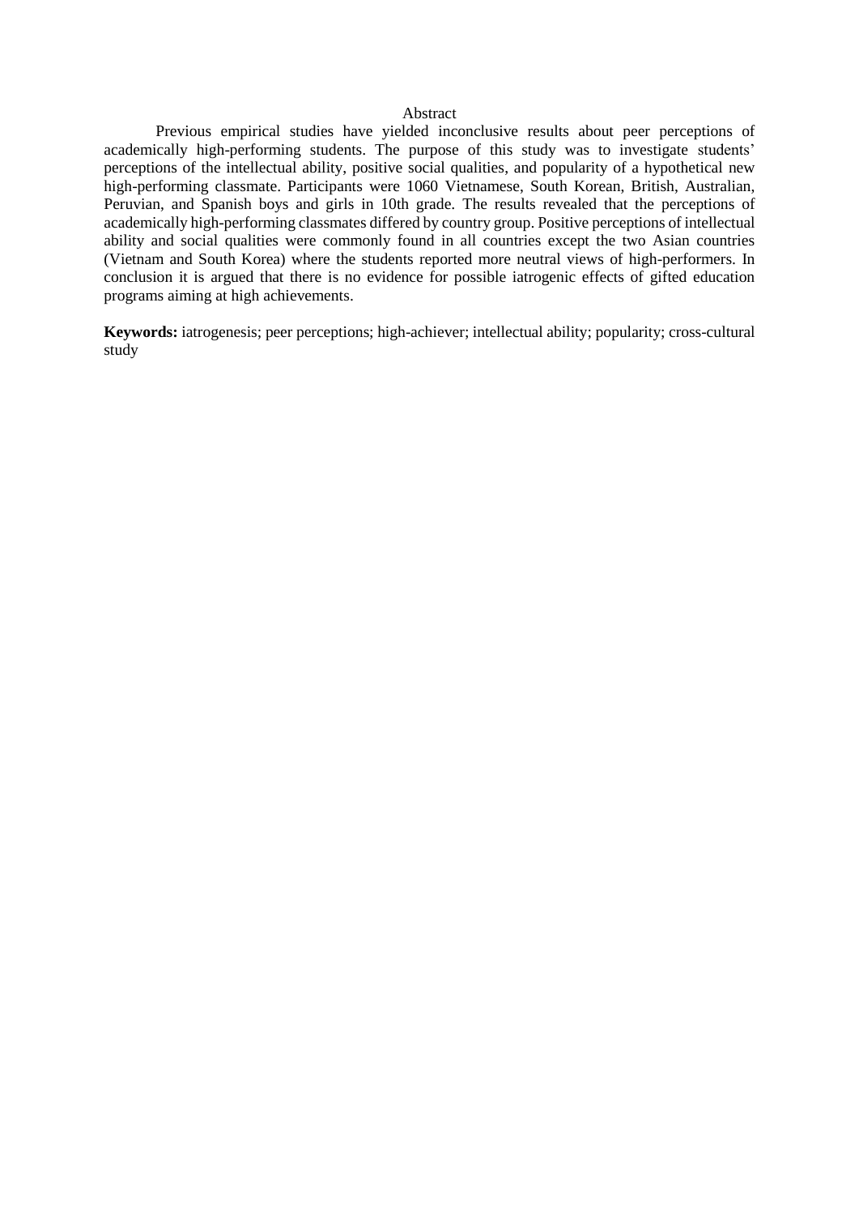# Abstract

Previous empirical studies have yielded inconclusive results about peer perceptions of academically high-performing students. The purpose of this study was to investigate students' perceptions of the intellectual ability, positive social qualities, and popularity of a hypothetical new high-performing classmate. Participants were 1060 Vietnamese, South Korean, British, Australian, Peruvian, and Spanish boys and girls in 10th grade. The results revealed that the perceptions of academically high-performing classmates differed by country group. Positive perceptions of intellectual ability and social qualities were commonly found in all countries except the two Asian countries (Vietnam and South Korea) where the students reported more neutral views of high-performers. In conclusion it is argued that there is no evidence for possible iatrogenic effects of gifted education programs aiming at high achievements.

**Keywords:** iatrogenesis; peer perceptions; high-achiever; intellectual ability; popularity; cross-cultural study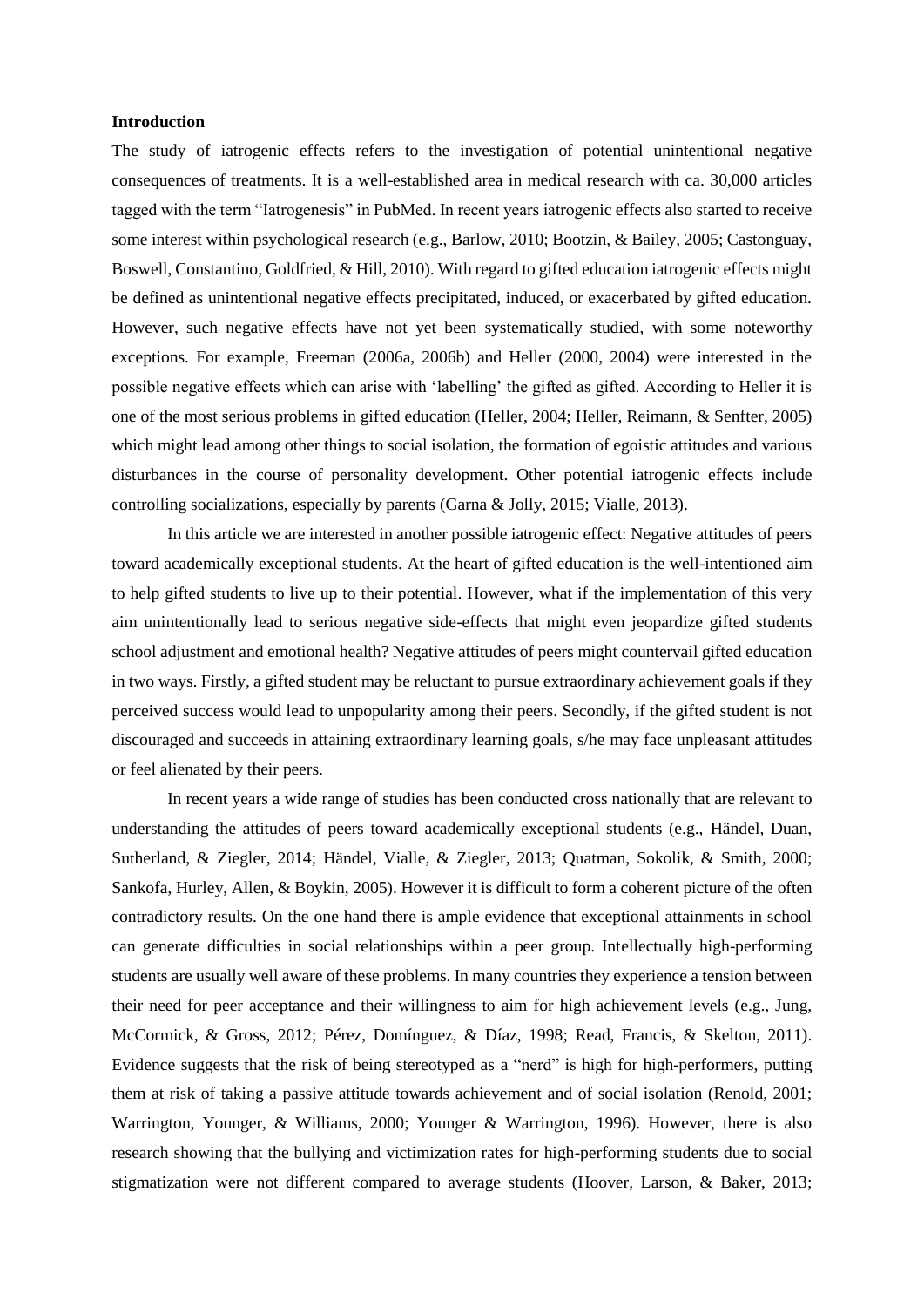**Introduction**

The study of iatrogenic effects refers to the investigation of potential unintentional negative consequences of treatments. It is a well-established area in medical research with ca. 30,000 articles tagged with the term "Iatrogenesis" in PubMed. In recent years iatrogenic effects also started to receive some interest within psychological research (e.g., Barlow, 2010; Bootzin, & Bailey, 2005; Castonguay, Boswell, Constantino, Goldfried, & Hill, 2010). With regard to gifted education iatrogenic effects might be defined as unintentional negative effects precipitated, induced, or exacerbated by gifted education. However, such negative effects have not yet been systematically studied, with some noteworthy exceptions. For example, Freeman (2006a, 2006b) and Heller (2000, 2004) were interested in the possible negative effects which can arise with 'labelling' the gifted as gifted. According to Heller it is one of the most serious problems in gifted education (Heller, 2004; Heller, Reimann, & Senfter, 2005) which might lead among other things to social isolation, the formation of egoistic attitudes and various disturbances in the course of personality development. Other potential iatrogenic effects include controlling socializations, especially by parents (Garna & Jolly, 2015; Vialle, 2013).

In this article we are interested in another possible iatrogenic effect: Negative attitudes of peers toward academically exceptional students. At the heart of gifted education is the well-intentioned aim to help gifted students to live up to their potential. However, what if the implementation of this very aim unintentionally lead to serious negative side-effects that might even jeopardize gifted students school adjustment and emotional health? Negative attitudes of peers might countervail gifted education in two ways. Firstly, a gifted student may be reluctant to pursue extraordinary achievement goals if they perceived success would lead to unpopularity among their peers. Secondly, if the gifted student is not discouraged and succeeds in attaining extraordinary learning goals, s/he may face unpleasant attitudes or feel alienated by their peers.

In recent years a wide range of studies has been conducted cross nationally that are relevant to understanding the attitudes of peers toward academically exceptional students (e.g., Händel, Duan, Sutherland, & Ziegler, 2014; Händel, Vialle, & Ziegler, 2013; Quatman, Sokolik, & Smith, 2000; Sankofa, Hurley, Allen, & Boykin, 2005). However it is difficult to form a coherent picture of the often contradictory results. On the one hand there is ample evidence that exceptional attainments in school can generate difficulties in social relationships within a peer group. Intellectually high-performing students are usually well aware of these problems. In many countries they experience a tension between their need for peer acceptance and their willingness to aim for high achievement levels (e.g., Jung, McCormick, & Gross, 2012; Pérez, Domínguez, & Díaz, 1998; Read, Francis, & Skelton, 2011). Evidence suggests that the risk of being stereotyped as a "nerd" is high for high-performers, putting them at risk of taking a passive attitude towards achievement and of social isolation (Renold, 2001; Warrington, Younger, & Williams, 2000; Younger & Warrington, 1996). However, there is also research showing that the bullying and victimization rates for high-performing students due to social stigmatization were not different compared to average students (Hoover, Larson, & Baker, 2013;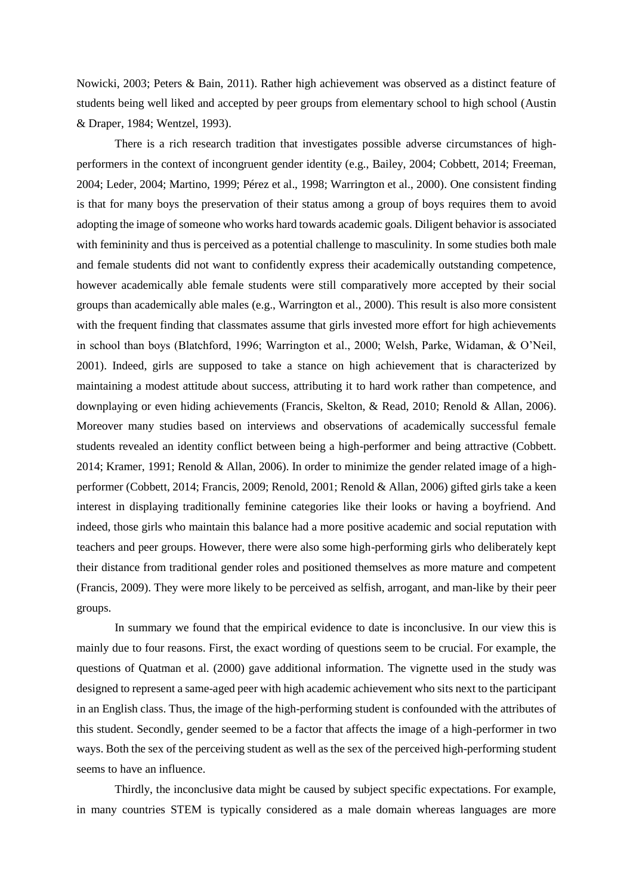Nowicki, 2003; Peters & Bain, 2011). Rather high achievement was observed as a distinct feature of students being well liked and accepted by peer groups from elementary school to high school (Austin & Draper, 1984; Wentzel, 1993).

There is a rich research tradition that investigates possible adverse circumstances of high-performers in the context of incongruent gender identity (e.g., Bailey, 2004; Cobbett, 2014; Freeman, 2004; Leder, 2004; Martino, 1999; Pérez et al., 1998; Warrington et al., 2000). One consistent finding is that for many boys the preservation of their status among a group of boys requires them to avoid adopting the image of someone who works hard towards academic goals. Diligent behavior is associated with femininity and thus is perceived as a potential challenge to masculinity. In some studies both male and female students did not want to confidently express their academically outstanding competence, however academically able female students were still comparatively more accepted by their social groups than academically able males (e.g., Warrington et al., 2000). This result is also more consistent with the frequent finding that classmates assume that girls invested more effort for high achievements in school than boys (Blatchford, 1996; Warrington et al., 2000; Welsh, Parke, Widaman, & O'Neil, 2001). Indeed, girls are supposed to take a stance on high achievement that is characterized by maintaining a modest attitude about success, attributing it to hard work rather than competence, and downplaying or even hiding achievements (Francis, Skelton, & Read, 2010; Renold & Allan, 2006). Moreover many studies based on interviews and observations of academically successful female students revealed an identity conflict between being a high-performer and being attractive (Cobbett. 2014; Kramer, 1991; Renold & Allan, 2006). In order to minimize the gender related image of a high-performer (Cobbett, 2014; Francis, 2009; Renold, 2001; Renold & Allan, 2006) gifted girls take a keen interest in displaying traditionally feminine categories like their looks or having a boyfriend. And indeed, those girls who maintain this balance had a more positive academic and social reputation with teachers and peer groups. However, there were also some high-performing girls who deliberately kept their distance from traditional gender roles and positioned themselves as more mature and competent (Francis, 2009). They were more likely to be perceived as selfish, arrogant, and man-like by their peer groups.

In summary we found that the empirical evidence to date is inconclusive. In our view this is mainly due to four reasons. First, the exact wording of questions seem to be crucial. For example, the questions of Quatman et al. (2000) gave additional information. The vignette used in the study was designed to represent a same-aged peer with high academic achievement who sits next to the participant in an English class. Thus, the image of the high-performing student is confounded with the attributes of this student. Secondly, gender seemed to be a factor that affects the image of a high-performer in two ways. Both the sex of the perceiving student as well as the sex of the perceived high-performing student seems to have an influence.

Thirdly, the inconclusive data might be caused by subject specific expectations. For example, in many countries STEM is typically considered as a male domain whereas languages are more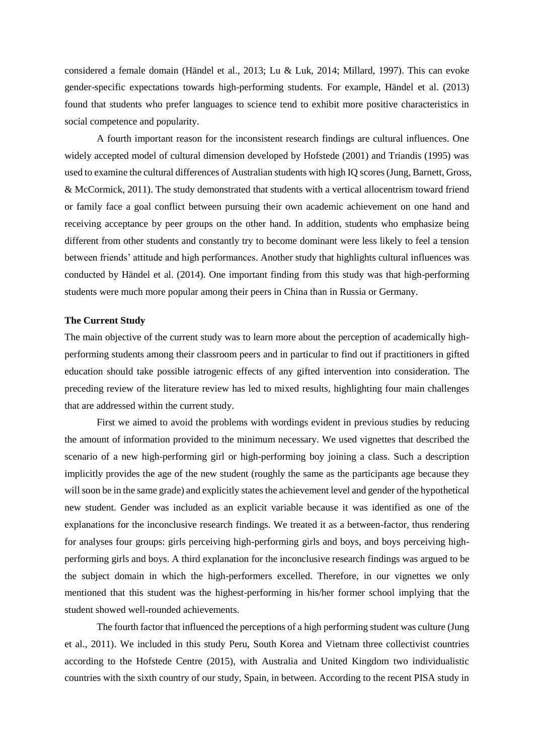considered a female domain (Händel et al., 2013; Lu & Luk, 2014; Millard, 1997). This can evoke gender-specific expectations towards high-performing students. For example, Händel et al. (2013) found that students who prefer languages to science tend to exhibit more positive characteristics in social competence and popularity.

A fourth important reason for the inconsistent research findings are cultural influences. One widely accepted model of cultural dimension developed by Hofstede (2001) and Triandis (1995) was used to examine the cultural differences of Australian students with high IQ scores (Jung, Barnett, Gross, & McCormick, 2011). The study demonstrated that students with a vertical allocentrism toward friend or family face a goal conflict between pursuing their own academic achievement on one hand and receiving acceptance by peer groups on the other hand. In addition, students who emphasize being different from other students and constantly try to become dominant were less likely to feel a tension between friends' attitude and high performances. Another study that highlights cultural influences was conducted by Händel et al. (2014). One important finding from this study was that high-performing students were much more popular among their peers in China than in Russia or Germany.

**The Current Study**

The main objective of the current study was to learn more about the perception of academically high-performing students among their classroom peers and in particular to find out if practitioners in gifted education should take possible iatrogenic effects of any gifted intervention into consideration. The preceding review of the literature review has led to mixed results, highlighting four main challenges that are addressed within the current study.

First we aimed to avoid the problems with wordings evident in previous studies by reducing the amount of information provided to the minimum necessary. We used vignettes that described the scenario of a new high-performing girl or high-performing boy joining a class. Such a description implicitly provides the age of the new student (roughly the same as the participants age because they will soon be in the same grade) and explicitly states the achievement level and gender of the hypothetical new student. Gender was included as an explicit variable because it was identified as one of the explanations for the inconclusive research findings. We treated it as a between-factor, thus rendering for analyses four groups: girls perceiving high-performing girls and boys, and boys perceiving high-performing girls and boys. A third explanation for the inconclusive research findings was argued to be the subject domain in which the high-performers excelled. Therefore, in our vignettes we only mentioned that this student was the highest-performing in his/her former school implying that the student showed well-rounded achievements.

The fourth factor that influenced the perceptions of a high performing student was culture (Jung et al., 2011). We included in this study Peru, South Korea and Vietnam three collectivist countries according to the Hofstede Centre (2015), with Australia and United Kingdom two individualistic countries with the sixth country of our study, Spain, in between. According to the recent PISA study in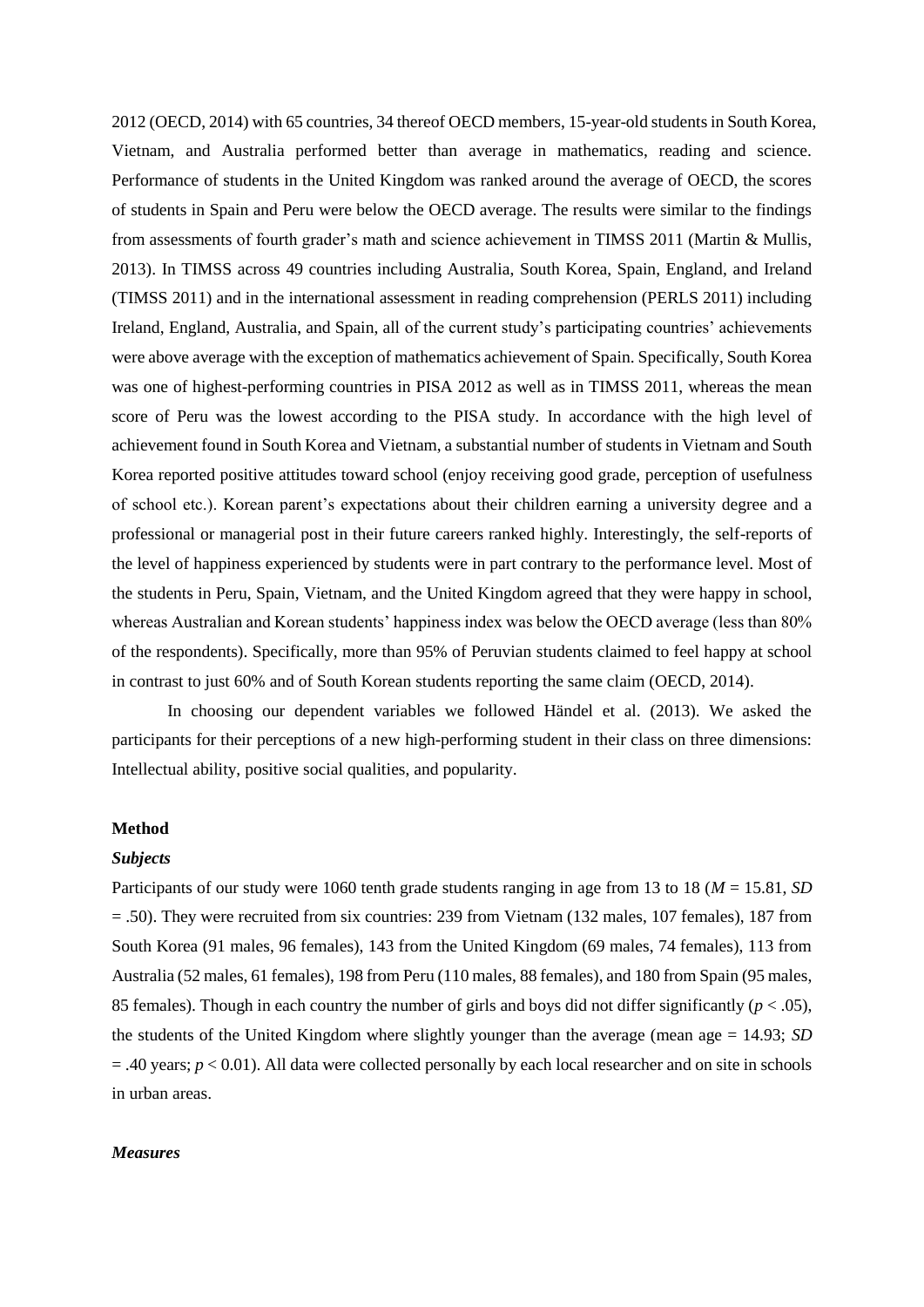2012 (OECD, 2014) with 65 countries, 34 thereof OECD members, 15-year-old students in South Korea, Vietnam, and Australia performed better than average in mathematics, reading and science. Performance of students in the United Kingdom was ranked around the average of OECD, the scores of students in Spain and Peru were below the OECD average. The results were similar to the findings from assessments of fourth grader's math and science achievement in TIMSS 2011 (Martin & Mullis, 2013). In TIMSS across 49 countries including Australia, South Korea, Spain, England, and Ireland (TIMSS 2011) and in the international assessment in reading comprehension (PERLS 2011) including Ireland, England, Australia, and Spain, all of the current study's participating countries' achievements were above average with the exception of mathematics achievement of Spain. Specifically, South Korea was one of highest-performing countries in PISA 2012 as well as in TIMSS 2011, whereas the mean score of Peru was the lowest according to the PISA study. In accordance with the high level of achievement found in South Korea and Vietnam, a substantial number of students in Vietnam and South Korea reported positive attitudes toward school (enjoy receiving good grade, perception of usefulness of school etc.). Korean parent's expectations about their children earning a university degree and a professional or managerial post in their future careers ranked highly. Interestingly, the self-reports of the level of happiness experienced by students were in part contrary to the performance level. Most of the students in Peru, Spain, Vietnam, and the United Kingdom agreed that they were happy in school, whereas Australian and Korean students' happiness index was below the OECD average (less than 80% of the respondents). Specifically, more than 95% of Peruvian students claimed to feel happy at school in contrast to just 60% and of South Korean students reporting the same claim (OECD, 2014).

In choosing our dependent variables we followed Händel et al. (2013). We asked the participants for their perceptions of a new high-performing student in their class on three dimensions: Intellectual ability, positive social qualities, and popularity.

## Method

### *Subjects*

Participants of our study were 1060 tenth grade students ranging in age from 13 to 18 ($M$ = 15.81, $SD$ = .50). They were recruited from six countries: 239 from Vietnam (132 males, 107 females), 187 from South Korea (91 males, 96 females), 143 from the United Kingdom (69 males, 74 females), 113 from Australia (52 males, 61 females), 198 from Peru (110 males, 88 females), and 180 from Spain (95 males, 85 females). Though in each country the number of girls and boys did not differ significantly ($p < .05$), the students of the United Kingdom where slightly younger than the average (mean age = 14.93; $SD$ = .40 years; $p < 0.01$). All data were collected personally by each local researcher and on site in schools in urban areas.

### *Measures*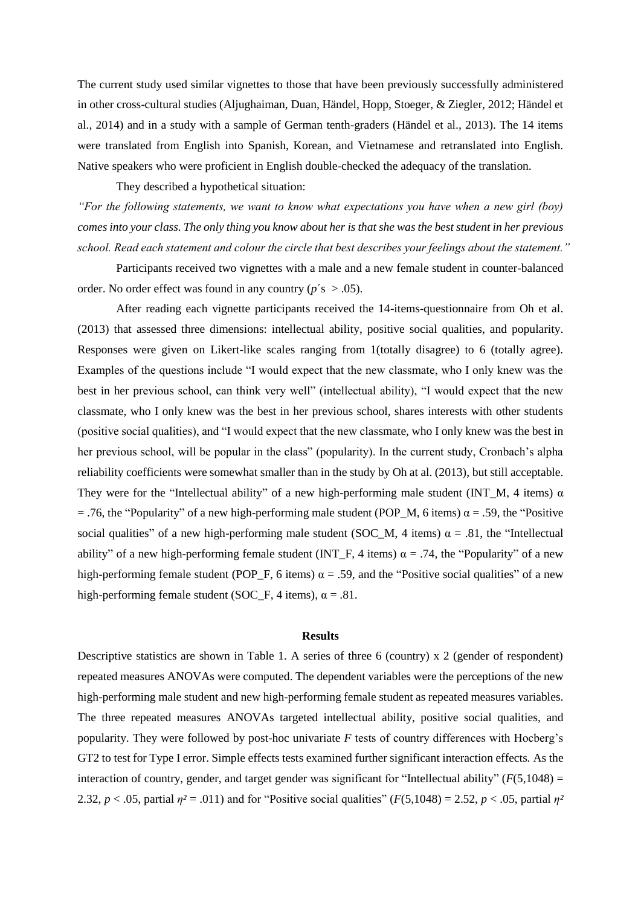The current study used similar vignettes to those that have been previously successfully administered in other cross-cultural studies (Aljughaiman, Duan, Händel, Hopp, Stoeger, & Ziegler, 2012; Händel et al., 2014) and in a study with a sample of German tenth-graders (Händel et al., 2013). The 14 items were translated from English into Spanish, Korean, and Vietnamese and retranslated into English. Native speakers who were proficient in English double-checked the adequacy of the translation.

They described a hypothetical situation:

*"For the following statements, we want to know what expectations you have when a new girl (boy) comes into your class. The only thing you know about her is that she was the best student in her previous school. Read each statement and colour the circle that best describes your feelings about the statement."*

Participants received two vignettes with a male and a new female student in counter-balanced order. No order effect was found in any country ($p$´s $> .05$).

After reading each vignette participants received the 14-items-questionnaire from Oh et al. (2013) that assessed three dimensions: intellectual ability, positive social qualities, and popularity. Responses were given on Likert-like scales ranging from 1(totally disagree) to 6 (totally agree). Examples of the questions include "I would expect that the new classmate, who I only knew was the best in her previous school, can think very well" (intellectual ability), "I would expect that the new classmate, who I only knew was the best in her previous school, shares interests with other students (positive social qualities), and "I would expect that the new classmate, who I only knew was the best in her previous school, will be popular in the class" (popularity). In the current study, Cronbach's alpha reliability coefficients were somewhat smaller than in the study by Oh at al. (2013), but still acceptable. They were for the "Intellectual ability" of a new high-performing male student (INT_M, 4 items) $\alpha = .76$, the "Popularity" of a new high-performing male student (POP_M, 6 items) $\alpha = .59$, the "Positive social qualities" of a new high-performing male student (SOC_M, 4 items) $\alpha = .81$, the "Intellectual ability" of a new high-performing female student (INT_F, 4 items) $\alpha = .74$, the "Popularity" of a new high-performing female student (POP_F, 6 items) $\alpha = .59$, and the "Positive social qualities" of a new high-performing female student (SOC_F, 4 items), $\alpha = .81$.

## Results

Descriptive statistics are shown in Table 1. A series of three 6 (country) x 2 (gender of respondent) repeated measures ANOVAs were computed. The dependent variables were the perceptions of the new high-performing male student and new high-performing female student as repeated measures variables. The three repeated measures ANOVAs targeted intellectual ability, positive social qualities, and popularity. They were followed by post-hoc univariate $F$ tests of country differences with Hocberg's GT2 to test for Type I error. Simple effects tests examined further significant interaction effects. As the interaction of country, gender, and target gender was significant for "Intellectual ability" ($F(5,1048) = 2.32$, $p < .05$, partial $\eta^2 = .011$) and for "Positive social qualities" ($F(5,1048) = 2.52$, $p < .05$, partial $\eta^2$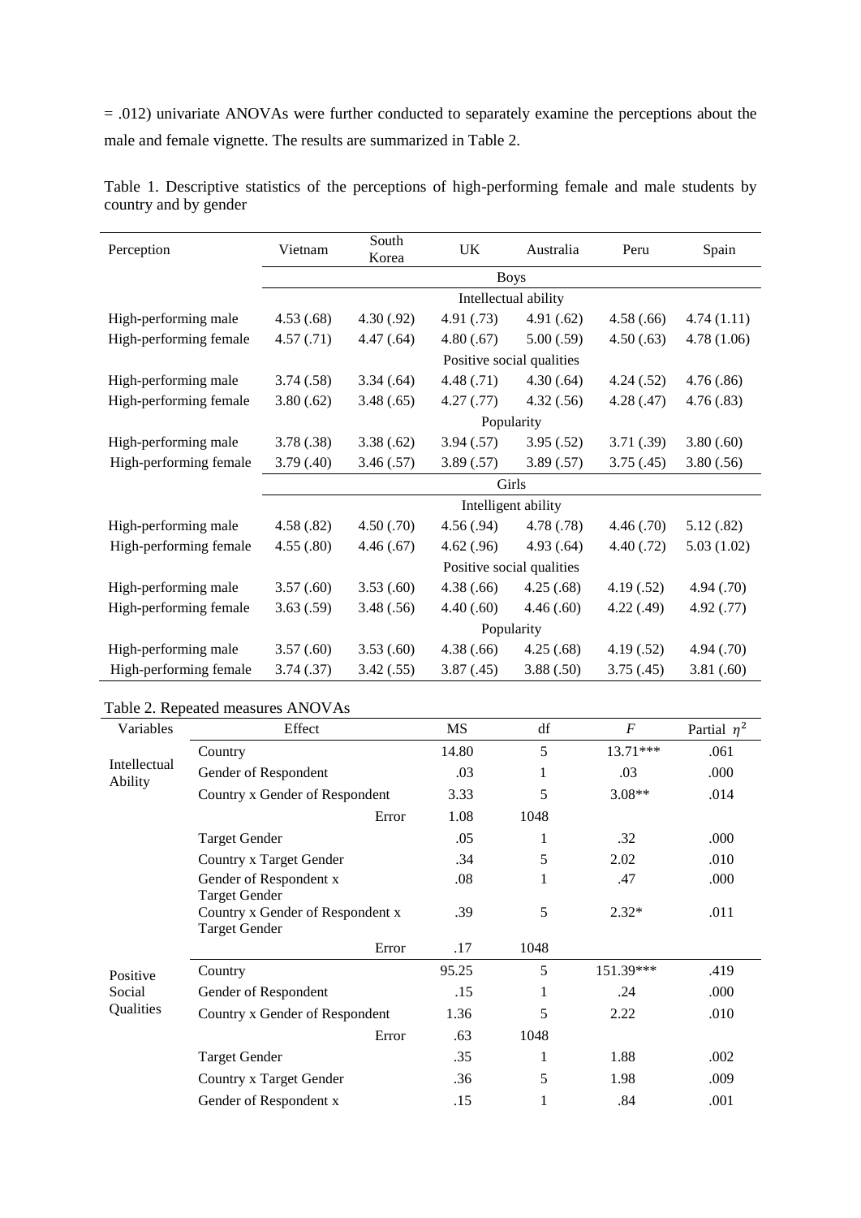= .012) univariate ANOVAs were further conducted to separately examine the perceptions about the male and female vignette. The results are summarized in Table 2.

Table 1. Descriptive statistics of the perceptions of high-performing female and male students by country and by gender

| Perception | Vietnam | South Korea | UK | Australia | Peru | Spain |
|---|---|---|---|---|---|---|
| | Boys | | | | | |
| | Intellectual ability | | | | | |
| High-performing male | 4.53 (.68) | 4.30 (.92) | 4.91 (.73) | 4.91 (.62) | 4.58 (.66) | 4.74 (1.11) |
| High-performing female | 4.57 (.71) | 4.47 (.64) | 4.80 (.67) | 5.00 (.59) | 4.50 (.63) | 4.78 (1.06) |
| | Positive social qualities | | | | | |
| High-performing male | 3.74 (.58) | 3.34 (.64) | 4.48 (.71) | 4.30 (.64) | 4.24 (.52) | 4.76 (.86) |
| High-performing female | 3.80 (.62) | 3.48 (.65) | 4.27 (.77) | 4.32 (.56) | 4.28 (.47) | 4.76 (.83) |
| | Popularity | | | | | |
| High-performing male | 3.78 (.38) | 3.38 (.62) | 3.94 (.57) | 3.95 (.52) | 3.71 (.39) | 3.80 (.60) |
| High-performing female | 3.79 (.40) | 3.46 (.57) | 3.89 (.57) | 3.89 (.57) | 3.75 (.45) | 3.80 (.56) |
| | Girls | | | | | |
| | Intelligent ability | | | | | |
| High-performing male | 4.58 (.82) | 4.50 (.70) | 4.56 (.94) | 4.78 (.78) | 4.46 (.70) | 5.12 (.82) |
| High-performing female | 4.55 (.80) | 4.46 (.67) | 4.62 (.96) | 4.93 (.64) | 4.40 (.72) | 5.03 (1.02) |
| | Positive social qualities | | | | | |
| High-performing male | 3.57 (.60) | 3.53 (.60) | 4.38 (.66) | 4.25 (.68) | 4.19 (.52) | 4.94 (.70) |
| High-performing female | 3.63 (.59) | 3.48 (.56) | 4.40 (.60) | 4.46 (.60) | 4.22 (.49) | 4.92 (.77) |
| | Popularity | | | | | |
| High-performing male | 3.57 (.60) | 3.53 (.60) | 4.38 (.66) | 4.25 (.68) | 4.19 (.52) | 4.94 (.70) |
| High-performing female | 3.74 (.37) | 3.42 (.55) | 3.87 (.45) | 3.88 (.50) | 3.75 (.45) | 3.81 (.60) |

Table 2. Repeated measures ANOVAs

| Variables | Effect | MS | df | $F$ | Partial $\eta^2$ |
|---|---|---|---|---|---|
| Intellectual Ability | Country | 14.80 | 5 | 13.71*** | .061 |
| | Gender of Respondent | .03 | 1 | .03 | .000 |
| | Country x Gender of Respondent | 3.33 | 5 | 3.08** | .014 |
| | Error | 1.08 | 1048 | | |
| | Target Gender | .05 | 1 | .32 | .000 |
| | Country x Target Gender | .34 | 5 | 2.02 | .010 |
| | Gender of Respondent x Target Gender | .08 | 1 | .47 | .000 |
| | Country x Gender of Respondent x Target Gender | .39 | 5 | 2.32* | .011 |
| | Error | .17 | 1048 | | |
| Positive Social Qualities | Country | 95.25 | 5 | 151.39*** | .419 |
| | Gender of Respondent | .15 | 1 | .24 | .000 |
| | Country x Gender of Respondent | 1.36 | 5 | 2.22 | .010 |
| | Error | .63 | 1048 | | |
| | Target Gender | .35 | 1 | 1.88 | .002 |
| | Country x Target Gender | .36 | 5 | 1.98 | .009 |
| | Gender of Respondent x | .15 | 1 | .84 | .001 |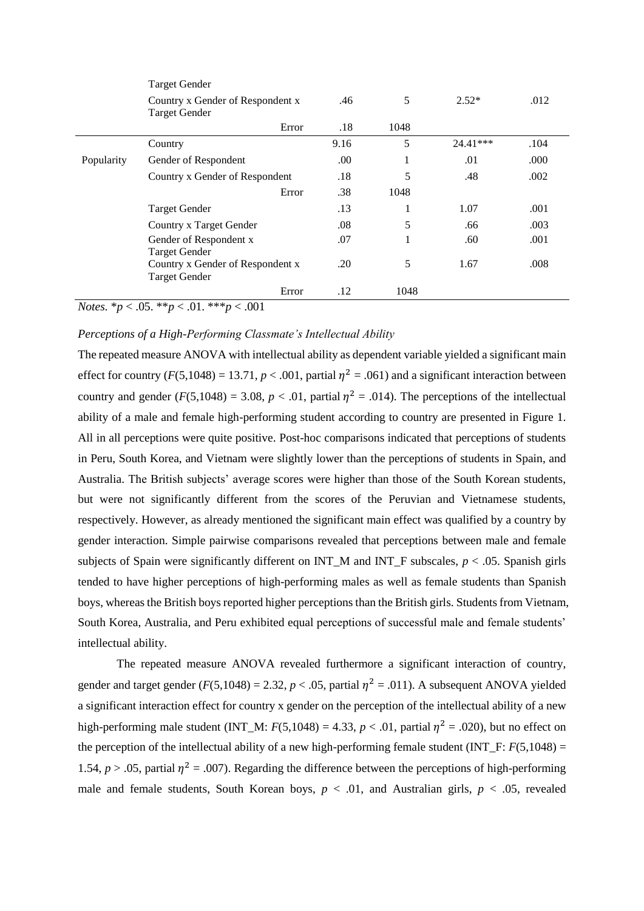| | | | | | |
|---|---|---|---|---|---|
| | Target Gender | | | | |
| | Country x Gender of Respondent x Target Gender | .46 | 5 | 2.52* | .012 |
| | Error | .18 | 1048 | | |
| | Country | 9.16 | 5 | 24.41*** | .104 |
| Popularity | Gender of Respondent | .00 | 1 | .01 | .000 |
| | Country x Gender of Respondent | .18 | 5 | .48 | .002 |
| | Error | .38 | 1048 | | |
| | Target Gender | .13 | 1 | 1.07 | .001 |
| | Country x Target Gender | .08 | 5 | .66 | .003 |
| | Gender of Respondent x Target Gender | .07 | 1 | .60 | .001 |
| | Country x Gender of Respondent x Target Gender | .20 | 5 | 1.67 | .008 |
| | Error | .12 | 1048 | | |

*Notes.* *$p < .05$. **$p < .01$. ***$p < .001$

### *Perceptions of a High-Performing Classmate's Intellectual Ability*

The repeated measure ANOVA with intellectual ability as dependent variable yielded a significant main effect for country ($F(5,1048) = 13.71$, $p < .001$, partial $\eta^2 = .061$) and a significant interaction between country and gender ($F(5,1048) = 3.08$, $p < .01$, partial $\eta^2 = .014$). The perceptions of the intellectual ability of a male and female high-performing student according to country are presented in Figure 1. All in all perceptions were quite positive. Post-hoc comparisons indicated that perceptions of students in Peru, South Korea, and Vietnam were slightly lower than the perceptions of students in Spain, and Australia. The British subjects' average scores were higher than those of the South Korean students, but were not significantly different from the scores of the Peruvian and Vietnamese students, respectively. However, as already mentioned the significant main effect was qualified by a country by gender interaction. Simple pairwise comparisons revealed that perceptions between male and female subjects of Spain were significantly different on INT_M and INT_F subscales, $p < .05$. Spanish girls tended to have higher perceptions of high-performing males as well as female students than Spanish boys, whereas the British boys reported higher perceptions than the British girls. Students from Vietnam, South Korea, Australia, and Peru exhibited equal perceptions of successful male and female students' intellectual ability.

The repeated measure ANOVA revealed furthermore a significant interaction of country, gender and target gender ($F(5,1048) = 2.32$, $p < .05$, partial $\eta^2 = .011$). A subsequent ANOVA yielded a significant interaction effect for country x gender on the perception of the intellectual ability of a new high-performing male student (INT_M: $F(5,1048) = 4.33$, $p < .01$, partial $\eta^2 = .020$), but no effect on the perception of the intellectual ability of a new high-performing female student (INT_F: $F(5,1048) = 1.54$, $p > .05$, partial $\eta^2 = .007$). Regarding the difference between the perceptions of high-performing male and female students, South Korean boys, $p < .01$, and Australian girls, $p < .05$, revealed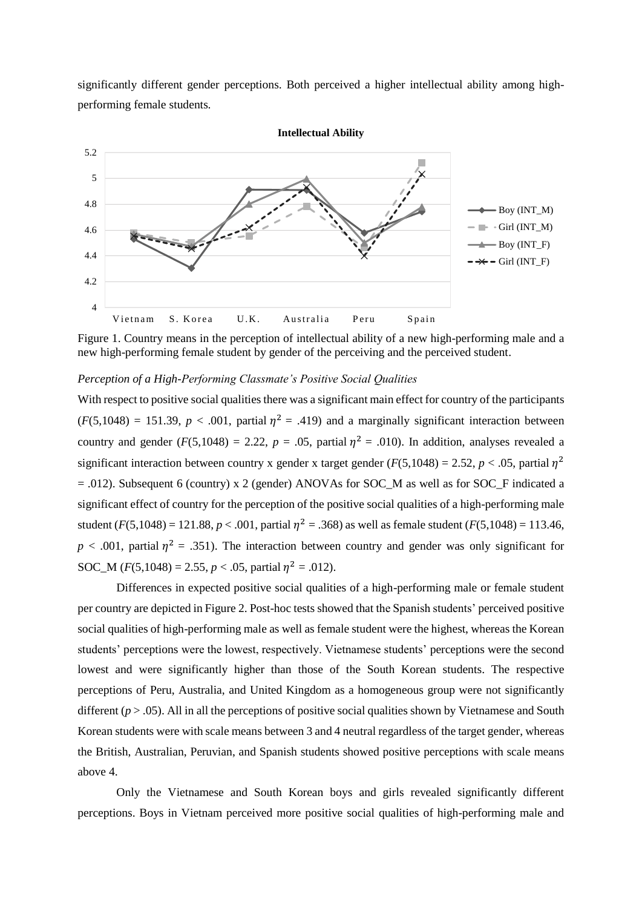significantly different gender perceptions. Both perceived a higher intellectual ability among high-performing female students.

Figure 1. Country means in the perception of intellectual ability of a new high-performing male and a new high-performing female student by gender of the perceiving and the perceived student.

### *Perception of a High-Performing Classmate's Positive Social Qualities*

With respect to positive social qualities there was a significant main effect for country of the participants ($F(5,1048) = 151.39$, $p < .001$, partial $\eta^2 = .419$) and a marginally significant interaction between country and gender ($F(5,1048) = 2.22$, $p = .05$, partial $\eta^2 = .010$). In addition, analyses revealed a significant interaction between country x gender x target gender ($F(5,1048) = 2.52$, $p < .05$, partial $\eta^2 = .012$). Subsequent 6 (country) x 2 (gender) ANOVAs for SOC_M as well as for SOC_F indicated a significant effect of country for the perception of the positive social qualities of a high-performing male student ($F(5,1048) = 121.88$, $p < .001$, partial $\eta^2 = .368$) as well as female student ($F(5,1048) = 113.46$, $p < .001$, partial $\eta^2 = .351$). The interaction between country and gender was only significant for SOC_M ($F(5,1048) = 2.55$, $p < .05$, partial $\eta^2 = .012$).

Differences in expected positive social qualities of a high-performing male or female student per country are depicted in Figure 2. Post-hoc tests showed that the Spanish students' perceived positive social qualities of high-performing male as well as female student were the highest, whereas the Korean students' perceptions were the lowest, respectively. Vietnamese students' perceptions were the second lowest and were significantly higher than those of the South Korean students. The respective perceptions of Peru, Australia, and United Kingdom as a homogeneous group were not significantly different ($p > .05$). All in all the perceptions of positive social qualities shown by Vietnamese and South Korean students were with scale means between 3 and 4 neutral regardless of the target gender, whereas the British, Australian, Peruvian, and Spanish students showed positive perceptions with scale means above 4.

Only the Vietnamese and South Korean boys and girls revealed significantly different perceptions. Boys in Vietnam perceived more positive social qualities of high-performing male and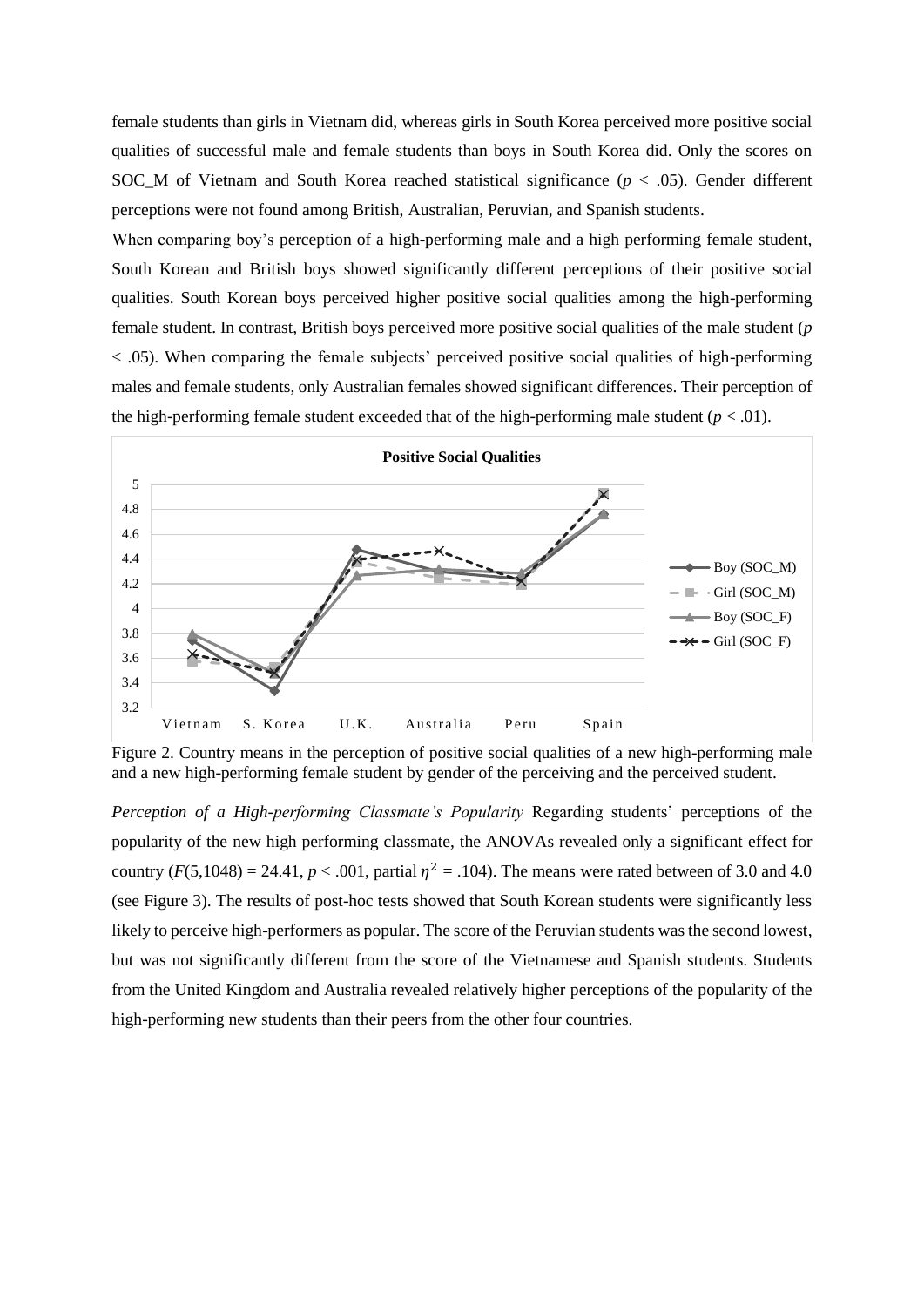female students than girls in Vietnam did, whereas girls in South Korea perceived more positive social qualities of successful male and female students than boys in South Korea did. Only the scores on SOC_M of Vietnam and South Korea reached statistical significance ($p$ < .05). Gender different perceptions were not found among British, Australian, Peruvian, and Spanish students.

When comparing boy's perception of a high-performing male and a high performing female student, South Korean and British boys showed significantly different perceptions of their positive social qualities. South Korean boys perceived higher positive social qualities among the high-performing female student. In contrast, British boys perceived more positive social qualities of the male student ($p$ < .05). When comparing the female subjects' perceived positive social qualities of high-performing males and female students, only Australian females showed significant differences. Their perception of the high-performing female student exceeded that of the high-performing male student ($p$ < .01).

Figure 2. Country means in the perception of positive social qualities of a new high-performing male and a new high-performing female student by gender of the perceiving and the perceived student.

*Perception of a High-performing Classmate's Popularity* Regarding students' perceptions of the popularity of the new high performing classmate, the ANOVAs revealed only a significant effect for country ($F(5,1048) = 24.41$, $p < .001$, partial $\eta^2 = .104$). The means were rated between of 3.0 and 4.0 (see Figure 3). The results of post-hoc tests showed that South Korean students were significantly less likely to perceive high-performers as popular. The score of the Peruvian students was the second lowest, but was not significantly different from the score of the Vietnamese and Spanish students. Students from the United Kingdom and Australia revealed relatively higher perceptions of the popularity of the high-performing new students than their peers from the other four countries.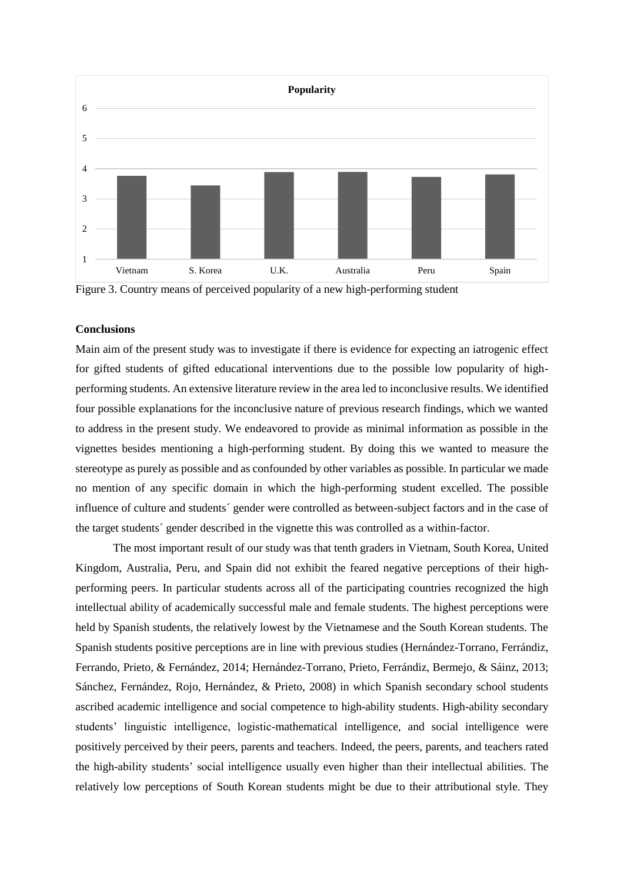Figure 3. Country means of perceived popularity of a new high-performing student

**Conclusions**

Main aim of the present study was to investigate if there is evidence for expecting an iatrogenic effect for gifted students of gifted educational interventions due to the possible low popularity of high-performing students. An extensive literature review in the area led to inconclusive results. We identified four possible explanations for the inconclusive nature of previous research findings, which we wanted to address in the present study. We endeavored to provide as minimal information as possible in the vignettes besides mentioning a high-performing student. By doing this we wanted to measure the stereotype as purely as possible and as confounded by other variables as possible. In particular we made no mention of any specific domain in which the high-performing student excelled. The possible influence of culture and students´ gender were controlled as between-subject factors and in the case of the target students´ gender described in the vignette this was controlled as a within-factor.

The most important result of our study was that tenth graders in Vietnam, South Korea, United Kingdom, Australia, Peru, and Spain did not exhibit the feared negative perceptions of their high-performing peers. In particular students across all of the participating countries recognized the high intellectual ability of academically successful male and female students. The highest perceptions were held by Spanish students, the relatively lowest by the Vietnamese and the South Korean students. The Spanish students positive perceptions are in line with previous studies (Hernández-Torrano, Ferrándiz, Ferrando, Prieto, & Fernández, 2014; Hernández-Torrano, Prieto, Ferrándiz, Bermejo, & Sáinz, 2013; Sánchez, Fernández, Rojo, Hernández, & Prieto, 2008) in which Spanish secondary school students ascribed academic intelligence and social competence to high-ability students. High-ability secondary students' linguistic intelligence, logistic-mathematical intelligence, and social intelligence were positively perceived by their peers, parents and teachers. Indeed, the peers, parents, and teachers rated the high-ability students' social intelligence usually even higher than their intellectual abilities. The relatively low perceptions of South Korean students might be due to their attributional style. They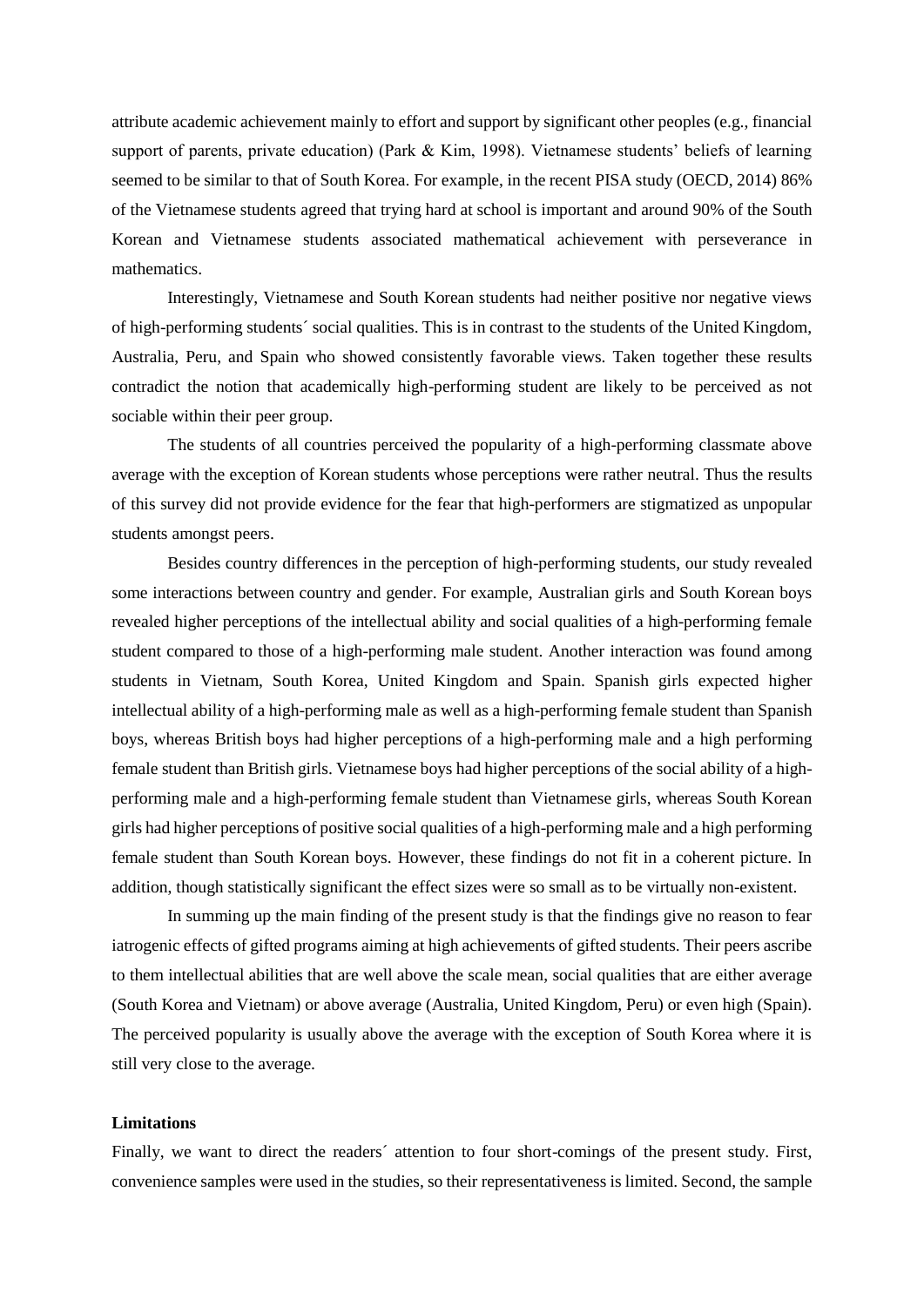attribute academic achievement mainly to effort and support by significant other peoples (e.g., financial support of parents, private education) (Park & Kim, 1998). Vietnamese students' beliefs of learning seemed to be similar to that of South Korea. For example, in the recent PISA study (OECD, 2014) 86% of the Vietnamese students agreed that trying hard at school is important and around 90% of the South Korean and Vietnamese students associated mathematical achievement with perseverance in mathematics.

Interestingly, Vietnamese and South Korean students had neither positive nor negative views of high-performing students´ social qualities. This is in contrast to the students of the United Kingdom, Australia, Peru, and Spain who showed consistently favorable views. Taken together these results contradict the notion that academically high-performing student are likely to be perceived as not sociable within their peer group.

The students of all countries perceived the popularity of a high-performing classmate above average with the exception of Korean students whose perceptions were rather neutral. Thus the results of this survey did not provide evidence for the fear that high-performers are stigmatized as unpopular students amongst peers.

Besides country differences in the perception of high-performing students, our study revealed some interactions between country and gender. For example, Australian girls and South Korean boys revealed higher perceptions of the intellectual ability and social qualities of a high-performing female student compared to those of a high-performing male student. Another interaction was found among students in Vietnam, South Korea, United Kingdom and Spain. Spanish girls expected higher intellectual ability of a high-performing male as well as a high-performing female student than Spanish boys, whereas British boys had higher perceptions of a high-performing male and a high performing female student than British girls. Vietnamese boys had higher perceptions of the social ability of a high-performing male and a high-performing female student than Vietnamese girls, whereas South Korean girls had higher perceptions of positive social qualities of a high-performing male and a high performing female student than South Korean boys. However, these findings do not fit in a coherent picture. In addition, though statistically significant the effect sizes were so small as to be virtually non-existent.

In summing up the main finding of the present study is that the findings give no reason to fear iatrogenic effects of gifted programs aiming at high achievements of gifted students. Their peers ascribe to them intellectual abilities that are well above the scale mean, social qualities that are either average (South Korea and Vietnam) or above average (Australia, United Kingdom, Peru) or even high (Spain). The perceived popularity is usually above the average with the exception of South Korea where it is still very close to the average.

**Limitations**

Finally, we want to direct the readers´ attention to four short-comings of the present study. First, convenience samples were used in the studies, so their representativeness is limited. Second, the sample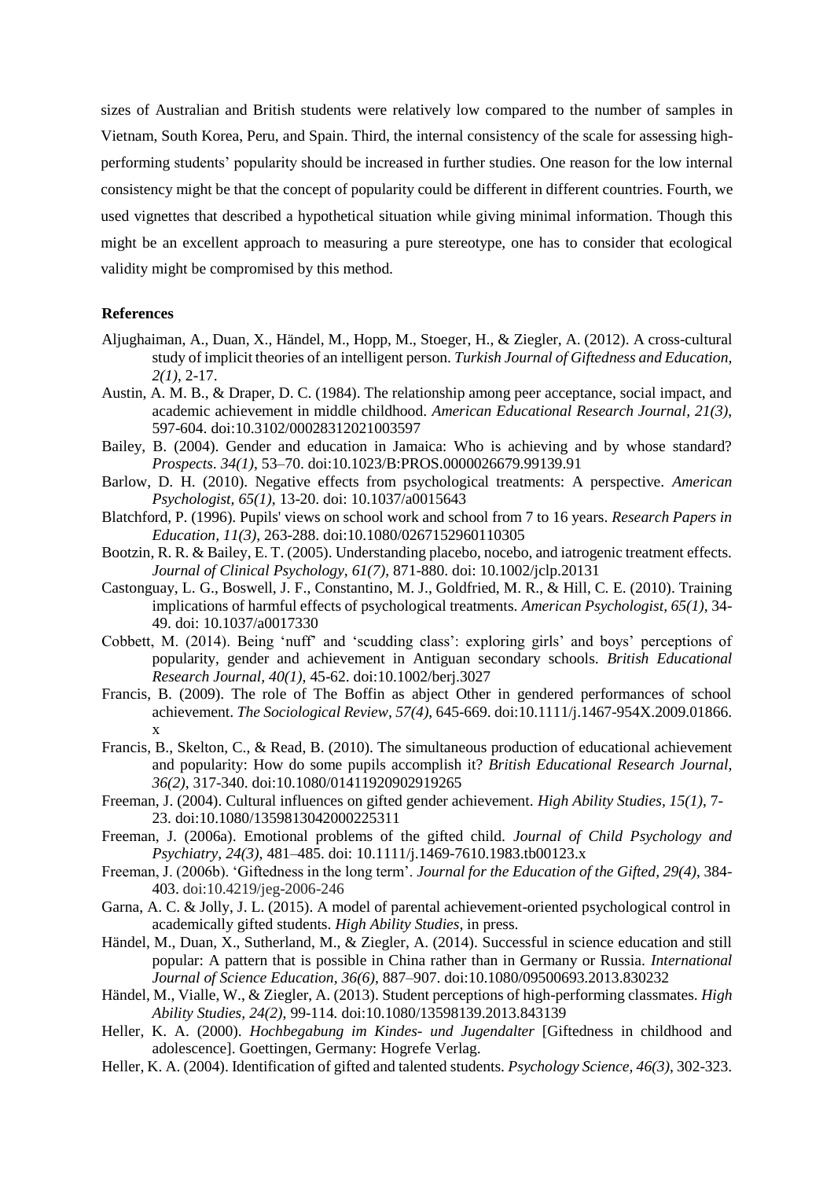sizes of Australian and British students were relatively low compared to the number of samples in Vietnam, South Korea, Peru, and Spain. Third, the internal consistency of the scale for assessing high-performing students' popularity should be increased in further studies. One reason for the low internal consistency might be that the concept of popularity could be different in different countries. Fourth, we used vignettes that described a hypothetical situation while giving minimal information. Though this might be an excellent approach to measuring a pure stereotype, one has to consider that ecological validity might be compromised by this method.

**References**

Aljughaiman, A., Duan, X., Händel, M., Hopp, M., Stoeger, H., & Ziegler, A. (2012). A cross-cultural study of implicit theories of an intelligent person. *Turkish Journal of Giftedness and Education, 2(1)*, 2-17.

Austin, A. M. B., & Draper, D. C. (1984). The relationship among peer acceptance, social impact, and academic achievement in middle childhood. *American Educational Research Journal, 21(3)*, 597-604. doi:10.3102/00028312021003597

Bailey, B. (2004). Gender and education in Jamaica: Who is achieving and by whose standard? *Prospects. 34(1)*, 53–70. doi:10.1023/B:PROS.0000026679.99139.91

Barlow, D. H. (2010). Negative effects from psychological treatments: A perspective. *American Psychologist, 65(1)*, 13-20. doi: 10.1037/a0015643

Blatchford, P. (1996). Pupils' views on school work and school from 7 to 16 years. *Research Papers in Education, 11(3)*, 263-288. doi:10.1080/0267152960110305

Bootzin, R. R. & Bailey, E. T. (2005). Understanding placebo, nocebo, and iatrogenic treatment effects. *Journal of Clinical Psychology, 61(7)*, 871-880. doi: 10.1002/jclp.20131

Castonguay, L. G., Boswell, J. F., Constantino, M. J., Goldfried, M. R., & Hill, C. E. (2010). Training implications of harmful effects of psychological treatments. *American Psychologist, 65(1)*, 34-49. doi: 10.1037/a0017330

Cobbett, M. (2014). Being 'nuff' and 'scudding class': exploring girls' and boys' perceptions of popularity, gender and achievement in Antiguan secondary schools. *British Educational Research Journal, 40(1)*, 45-62. doi:10.1002/berj.3027

Francis, B. (2009). The role of The Boffin as abject Other in gendered performances of school achievement. *The Sociological Review, 57(4)*, 645-669. doi:10.1111/j.1467-954X.2009.01866.x

Francis, B., Skelton, C., & Read, B. (2010). The simultaneous production of educational achievement and popularity: How do some pupils accomplish it? *British Educational Research Journal, 36(2)*, 317-340. doi:10.1080/01411920902919265

Freeman, J. (2004). Cultural influences on gifted gender achievement. *High Ability Studies, 15(1)*, 7-23. doi:10.1080/1359813042000225311

Freeman, J. (2006a). Emotional problems of the gifted child. *Journal of Child Psychology and Psychiatry, 24(3)*, 481–485. doi: 10.1111/j.1469-7610.1983.tb00123.x

Freeman, J. (2006b). 'Giftedness in the long term'. *Journal for the Education of the Gifted, 29(4)*, 384-403. doi:10.4219/jeg-2006-246

Garna, A. C. & Jolly, J. L. (2015). A model of parental achievement-oriented psychological control in academically gifted students. *High Ability Studies*, in press.

Händel, M., Duan, X., Sutherland, M., & Ziegler, A. (2014). Successful in science education and still popular: A pattern that is possible in China rather than in Germany or Russia. *International Journal of Science Education, 36(6)*, 887–907. doi:10.1080/09500693.2013.830232

Händel, M., Vialle, W., & Ziegler, A. (2013). Student perceptions of high-performing classmates. *High Ability Studies, 24(2)*, 99-114. doi:10.1080/13598139.2013.843139

Heller, K. A. (2000). *Hochbegabung im Kindes- und Jugendalter* [Giftedness in childhood and adolescence]. Goettingen, Germany: Hogrefe Verlag.

Heller, K. A. (2004). Identification of gifted and talented students. *Psychology Science, 46(3)*, 302-323.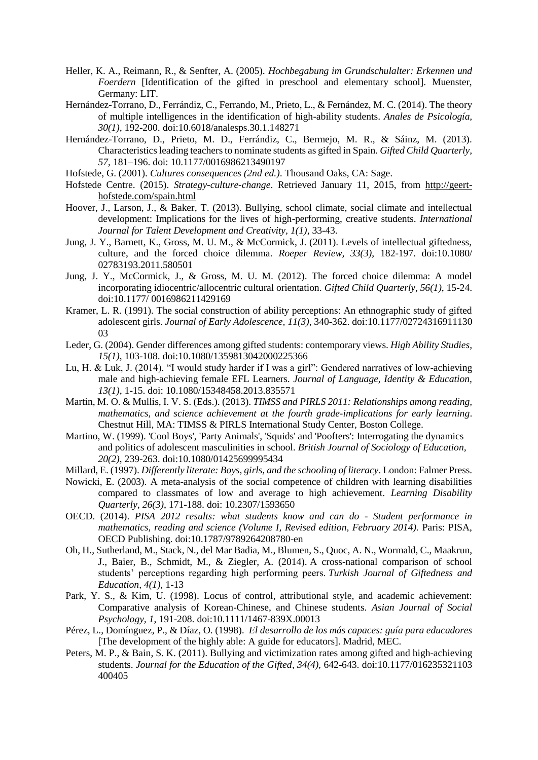Heller, K. A., Reimann, R., & Senfter, A. (2005). *Hochbegabung im Grundschulalter: Erkennen und Foerdern* [Identification of the gifted in preschool and elementary school]. Muenster, Germany: LIT.

Hernández-Torrano, D., Ferrándiz, C., Ferrando, M., Prieto, L., & Fernández, M. C. (2014). The theory of multiple intelligences in the identification of high-ability students. *Anales de Psicología, 30(1)*, 192-200. doi:10.6018/analesps.30.1.148271

Hernández-Torrano, D., Prieto, M. D., Ferrándiz, C., Bermejo, M. R., & Sáinz, M. (2013). Characteristics leading teachers to nominate students as gifted in Spain. *Gifted Child Quarterly, 57*, 181–196. doi: 10.1177/0016986213490197

Hofstede, G. (2001). *Cultures consequences (2nd ed.)*. Thousand Oaks, CA: Sage.

Hofstede Centre. (2015). *Strategy-culture-change*. Retrieved January 11, 2015, from http://geert-hofstede.com/spain.html

Hoover, J., Larson, J., & Baker, T. (2013). Bullying, school climate, social climate and intellectual development: Implications for the lives of high-performing, creative students. *International Journal for Talent Development and Creativity, 1(1)*, 33-43.

Jung, J. Y., Barnett, K., Gross, M. U. M., & McCormick, J. (2011). Levels of intellectual giftedness, culture, and the forced choice dilemma. *Roeper Review, 33(3)*, 182-197. doi:10.1080/ 02783193.2011.580501

Jung, J. Y., McCormick, J., & Gross, M. U. M. (2012). The forced choice dilemma: A model incorporating idiocentric/allocentric cultural orientation. *Gifted Child Quarterly, 56(1)*, 15-24. doi:10.1177/ 0016986211429169

Kramer, L. R. (1991). The social construction of ability perceptions: An ethnographic study of gifted adolescent girls. *Journal of Early Adolescence, 11(3)*, 340-362. doi:10.1177/0272431691113003

Leder, G. (2004). Gender differences among gifted students: contemporary views. *High Ability Studies, 15(1)*, 103-108. doi:10.1080/1359813042000225366

Lu, H. & Luk, J. (2014). "I would study harder if I was a girl": Gendered narratives of low-achieving male and high-achieving female EFL Learners. *Journal of Language, Identity & Education, 13(1)*, 1-15. doi: 10.1080/15348458.2013.835571

Martin, M. O. & Mullis, I. V. S. (Eds.). (2013). *TIMSS and PIRLS 2011: Relationships among reading, mathematics, and science achievement at the fourth grade-implications for early learning*. Chestnut Hill, MA: TIMSS & PIRLS International Study Center, Boston College.

Martino, W. (1999). 'Cool Boys', 'Party Animals', 'Squids' and 'Poofters': Interrogating the dynamics and politics of adolescent masculinities in school. *British Journal of Sociology of Education, 20(2)*, 239-263. doi:10.1080/01425699995434

Millard, E. (1997). *Differently literate: Boys, girls, and the schooling of literacy*. London: Falmer Press.

Nowicki, E. (2003). A meta-analysis of the social competence of children with learning disabilities compared to classmates of low and average to high achievement. *Learning Disability Quarterly, 26(3)*, 171-188. doi: 10.2307/1593650

OECD. (2014). *PISA 2012 results: what students know and can do - Student performance in mathematics, reading and science (Volume I, Revised edition, February 2014).* Paris: PISA, OECD Publishing. doi:10.1787/9789264208780-en

Oh, H., Sutherland, M., Stack, N., del Mar Badia, M., Blumen, S., Quoc, A. N., Wormald, C., Maakrun, J., Baier, B., Schmidt, M., & Ziegler, A. (2014). A cross-national comparison of school students' perceptions regarding high performing peers. *Turkish Journal of Giftedness and Education, 4(1)*, 1-13

Park, Y. S., & Kim, U. (1998). Locus of control, attributional style, and academic achievement: Comparative analysis of Korean-Chinese, and Chinese students. *Asian Journal of Social Psychology, 1*, 191-208. doi:10.1111/1467-839X.00013

Pérez, L., Domínguez, P., & Díaz, O. (1998). *El desarrollo de los más capaces: guía para educadores* [The development of the highly able: A guide for educators]. Madrid, MEC.

Peters, M. P., & Bain, S. K. (2011). Bullying and victimization rates among gifted and high-achieving students. *Journal for the Education of the Gifted, 34(4)*, 642-643. doi:10.1177/016235321103400405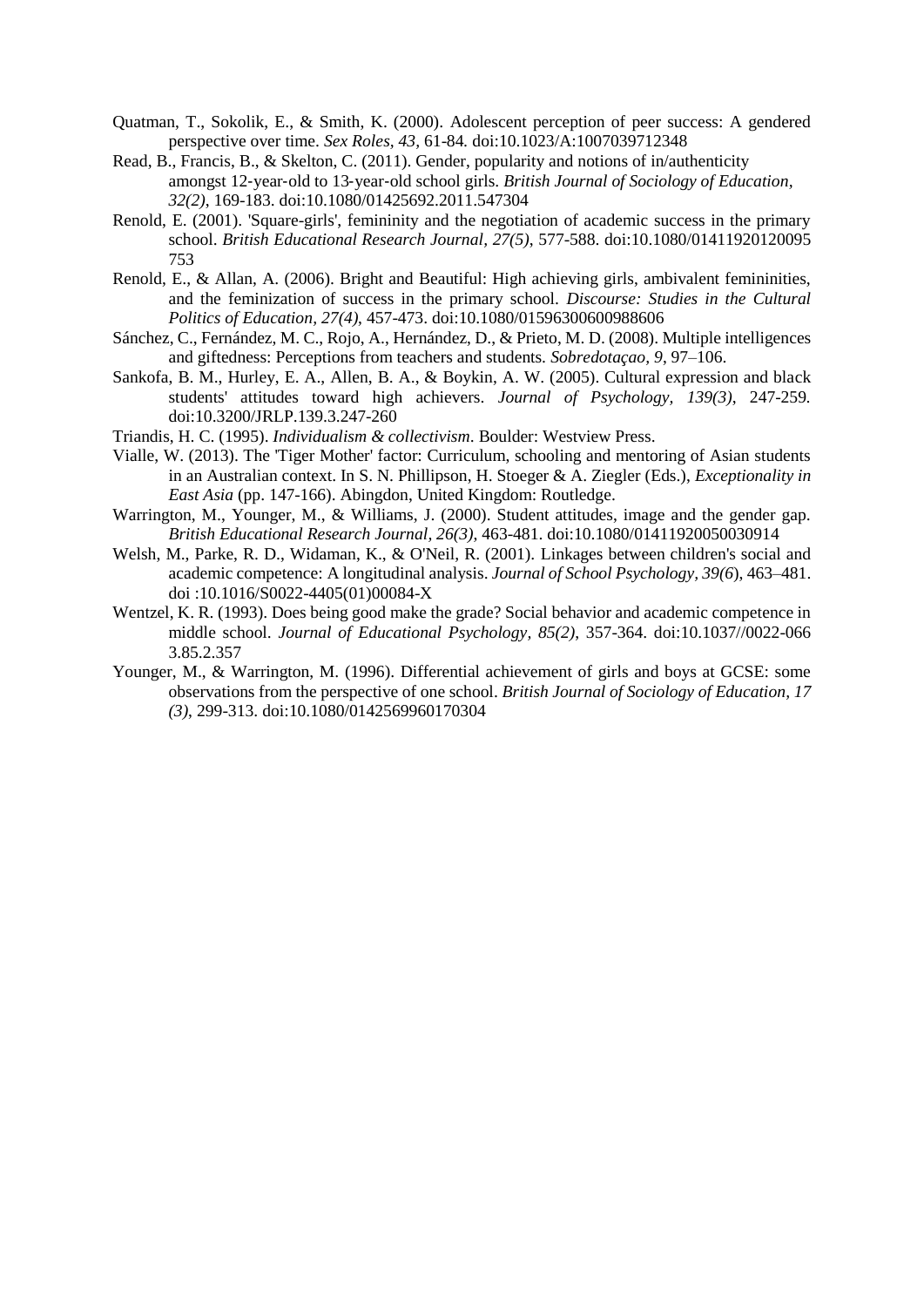Quatman, T., Sokolik, E., & Smith, K. (2000). Adolescent perception of peer success: A gendered perspective over time. *Sex Roles*, *43*, 61-84. doi:10.1023/A:1007039712348

Read, B., Francis, B., & Skelton, C. (2011). Gender, popularity and notions of in/authenticity amongst 12-year-old to 13-year-old school girls. *British Journal of Sociology of Education, 32(2)*, 169-183. doi:10.1080/01425692.2011.547304

Renold, E. (2001). 'Square-girls', femininity and the negotiation of academic success in the primary school. *British Educational Research Journal*, *27(5)*, 577-588. doi:10.1080/01411920120095753

Renold, E., & Allan, A. (2006). Bright and Beautiful: High achieving girls, ambivalent femininities, and the feminization of success in the primary school. *Discourse: Studies in the Cultural Politics of Education, 27(4)*, 457-473. doi:10.1080/01596300600988606

Sánchez, C., Fernández, M. C., Rojo, A., Hernández, D., & Prieto, M. D. (2008). Multiple intelligences and giftedness: Perceptions from teachers and students. *Sobredotaçao, 9*, 97–106.

Sankofa, B. M., Hurley, E. A., Allen, B. A., & Boykin, A. W. (2005). Cultural expression and black students' attitudes toward high achievers. *Journal of Psychology, 139(3)*, 247-259. doi:10.3200/JRLP.139.3.247-260

Triandis, H. C. (1995). *Individualism & collectivism*. Boulder: Westview Press.

Vialle, W. (2013). The 'Tiger Mother' factor: Curriculum, schooling and mentoring of Asian students in an Australian context. In S. N. Phillipson, H. Stoeger & A. Ziegler (Eds.), *Exceptionality in East Asia* (pp. 147-166). Abingdon, United Kingdom: Routledge.

Warrington, M., Younger, M., & Williams, J. (2000). Student attitudes, image and the gender gap. *British Educational Research Journal, 26(3)*, 463-481. doi:10.1080/01411920050030914

Welsh, M., Parke, R. D., Widaman, K., & O'Neil, R. (2001). Linkages between children's social and academic competence: A longitudinal analysis. *Journal of School Psychology, 39(6*), 463–481. doi :10.1016/S0022-4405(01)00084-X

Wentzel, K. R. (1993). Does being good make the grade? Social behavior and academic competence in middle school. *Journal of Educational Psychology, 85(2)*, 357-364. doi:10.1037//0022-0663.85.2.357

Younger, M., & Warrington, M. (1996). Differential achievement of girls and boys at GCSE: some observations from the perspective of one school. *British Journal of Sociology of Education, 17 (3)*, 299-313. doi:10.1080/0142569960170304